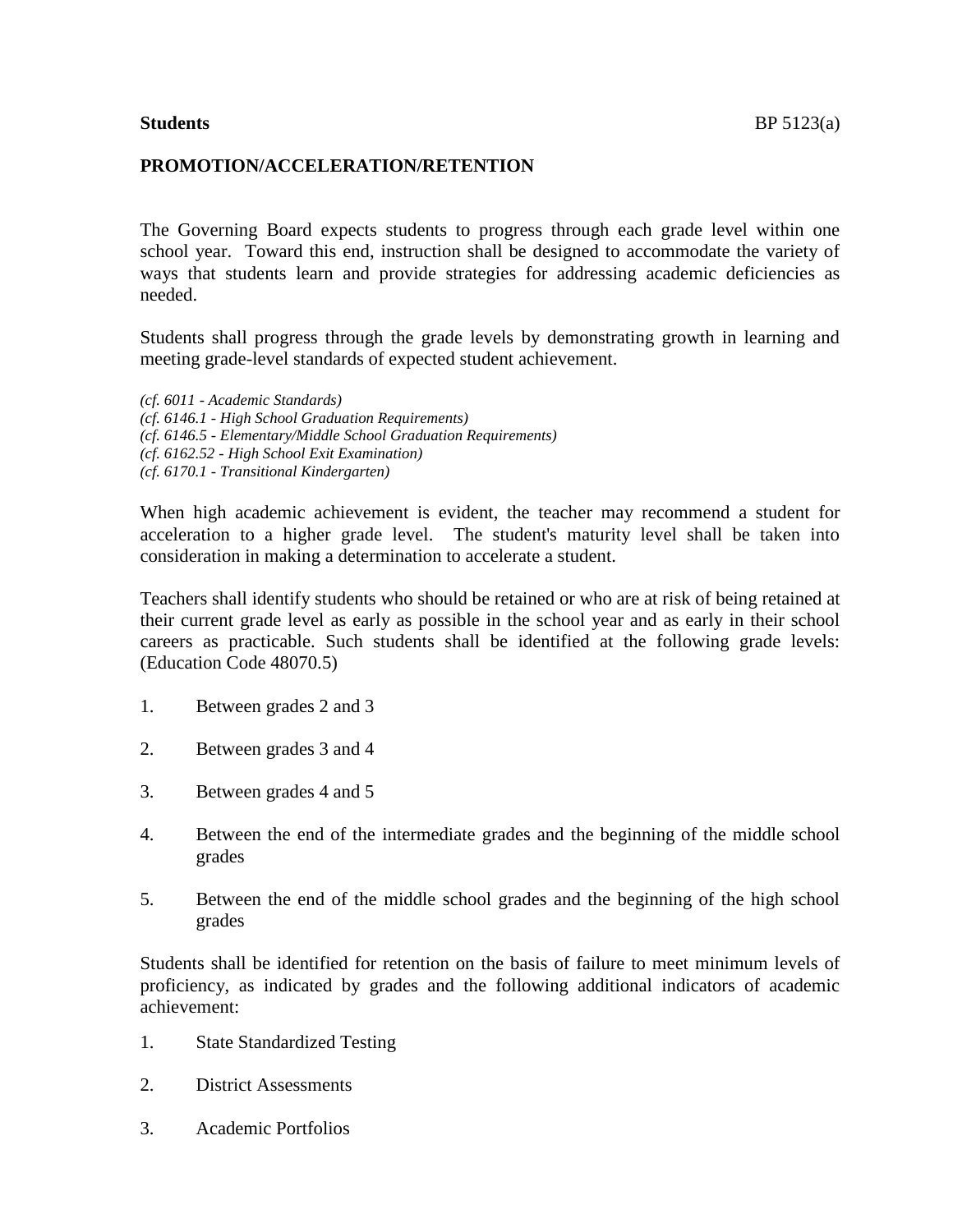**Students** BP 5123(a)

## PROMOTION/ACCELERATION/RETENTION

The Governing Board expects students to progress through each grade level within one school year. Toward this end, instruction shall be designed to accommodate the variety of ways that students learn and provide strategies for addressing academic deficiencies as needed.

Students shall progress through the grade levels by demonstrating growth in learning and meeting grade-level standards of expected student achievement.

*(cf. 6011 - Academic Standards)*
*(cf. 6146.1 - High School Graduation Requirements)*
*(cf. 6146.5 - Elementary/Middle School Graduation Requirements)*
*(cf. 6162.52 - High School Exit Examination)*
*(cf. 6170.1 - Transitional Kindergarten)*

When high academic achievement is evident, the teacher may recommend a student for acceleration to a higher grade level. The student's maturity level shall be taken into consideration in making a determination to accelerate a student.

Teachers shall identify students who should be retained or who are at risk of being retained at their current grade level as early as possible in the school year and as early in their school careers as practicable. Such students shall be identified at the following grade levels: (Education Code 48070.5)

1. Between grades 2 and 3
2. Between grades 3 and 4
3. Between grades 4 and 5
4. Between the end of the intermediate grades and the beginning of the middle school grades
5. Between the end of the middle school grades and the beginning of the high school grades

Students shall be identified for retention on the basis of failure to meet minimum levels of proficiency, as indicated by grades and the following additional indicators of academic achievement:

1. State Standardized Testing
2. District Assessments
3. Academic Portfolios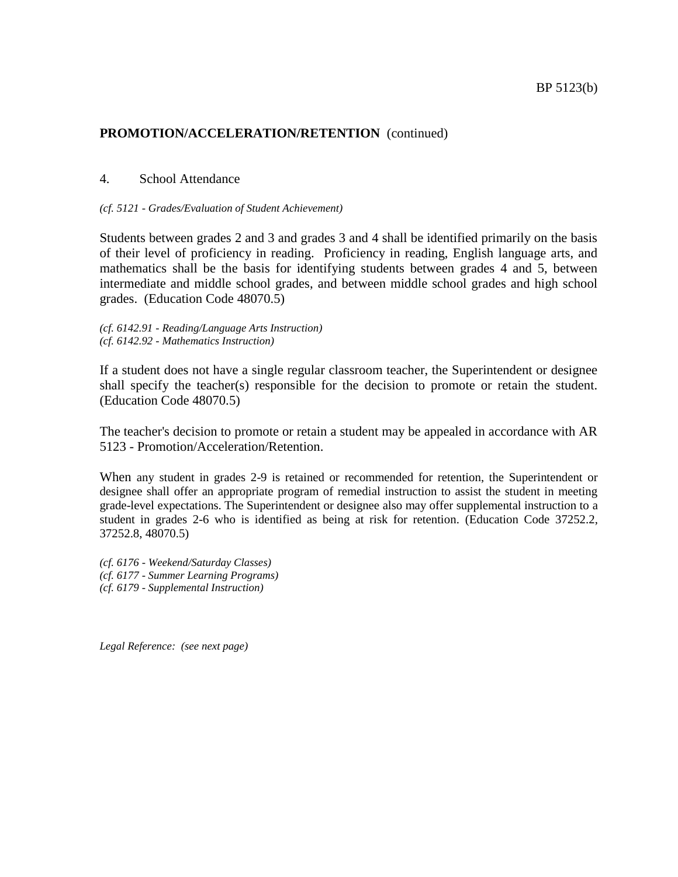**PROMOTION/ACCELERATION/RETENTION** (continued)

4. School Attendance

*(cf. 5121 - Grades/Evaluation of Student Achievement)*

Students between grades 2 and 3 and grades 3 and 4 shall be identified primarily on the basis of their level of proficiency in reading. Proficiency in reading, English language arts, and mathematics shall be the basis for identifying students between grades 4 and 5, between intermediate and middle school grades, and between middle school grades and high school grades. (Education Code 48070.5)

*(cf. 6142.91 - Reading/Language Arts Instruction)*
*(cf. 6142.92 - Mathematics Instruction)*

If a student does not have a single regular classroom teacher, the Superintendent or designee shall specify the teacher(s) responsible for the decision to promote or retain the student. (Education Code 48070.5)

The teacher's decision to promote or retain a student may be appealed in accordance with AR 5123 - Promotion/Acceleration/Retention.

When any student in grades 2-9 is retained or recommended for retention, the Superintendent or designee shall offer an appropriate program of remedial instruction to assist the student in meeting grade-level expectations. The Superintendent or designee also may offer supplemental instruction to a student in grades 2-6 who is identified as being at risk for retention. (Education Code 37252.2, 37252.8, 48070.5)

*(cf. 6176 - Weekend/Saturday Classes)*
*(cf. 6177 - Summer Learning Programs)*
*(cf. 6179 - Supplemental Instruction)*

*Legal Reference: (see next page)*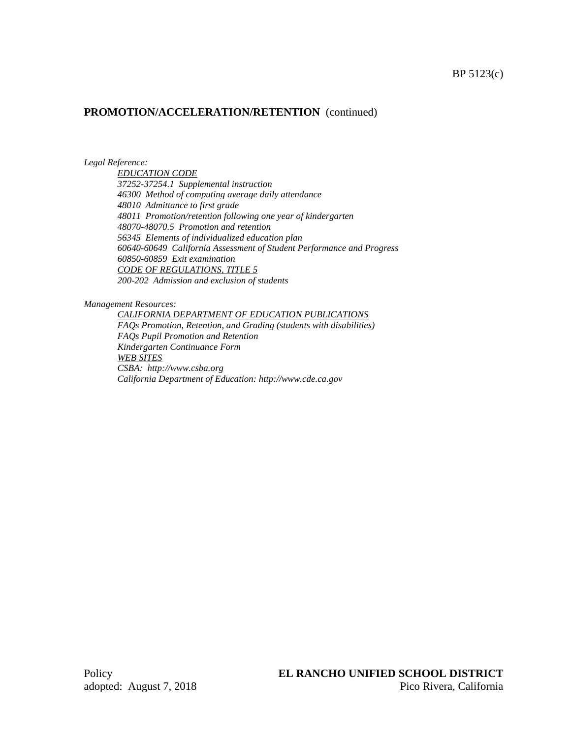**PROMOTION/ACCELERATION/RETENTION** (continued)

*Legal Reference:*

*EDUCATION CODE*
*37252-37254.1 Supplemental instruction*
*46300 Method of computing average daily attendance*
*48010 Admittance to first grade*
*48011 Promotion/retention following one year of kindergarten*
*48070-48070.5 Promotion and retention*
*56345 Elements of individualized education plan*
*60640-60649 California Assessment of Student Performance and Progress*
*60850-60859 Exit examination*
*CODE OF REGULATIONS, TITLE 5*
*200-202 Admission and exclusion of students*

*Management Resources:*

*CALIFORNIA DEPARTMENT OF EDUCATION PUBLICATIONS*
*FAQs Promotion, Retention, and Grading (students with disabilities)*
*FAQs Pupil Promotion and Retention*
*Kindergarten Continuance Form*
*WEB SITES*
*CSBA: http://www.csba.org*
*California Department of Education: http://www.cde.ca.gov*

Policy
adopted: August 7, 2018

**EL RANCHO UNIFIED SCHOOL DISTRICT**
Pico Rivera, California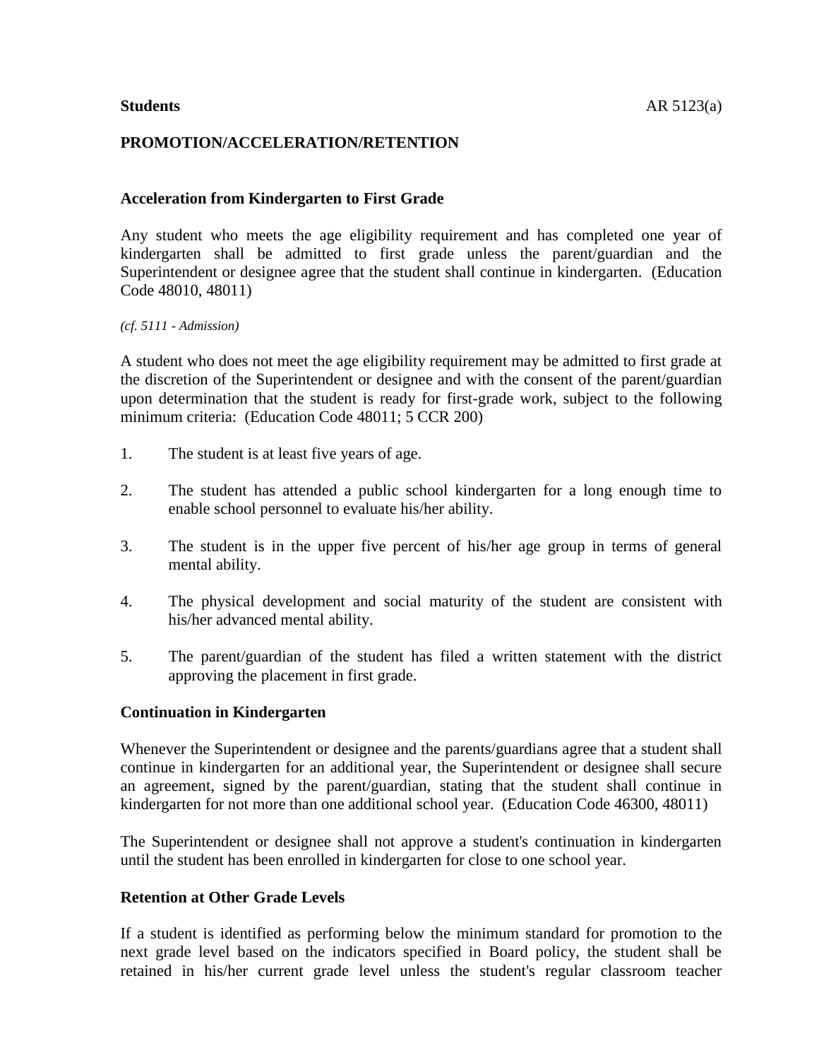**Students**

# PROMOTION/ACCELERATION/RETENTION

## Acceleration from Kindergarten to First Grade

Any student who meets the age eligibility requirement and has completed one year of kindergarten shall be admitted to first grade unless the parent/guardian and the Superintendent or designee agree that the student shall continue in kindergarten. (Education Code 48010, 48011)

*(cf. 5111 - Admission)*

A student who does not meet the age eligibility requirement may be admitted to first grade at the discretion of the Superintendent or designee and with the consent of the parent/guardian upon determination that the student is ready for first-grade work, subject to the following minimum criteria: (Education Code 48011; 5 CCR 200)

1. The student is at least five years of age.
2. The student has attended a public school kindergarten for a long enough time to enable school personnel to evaluate his/her ability.
3. The student is in the upper five percent of his/her age group in terms of general mental ability.
4. The physical development and social maturity of the student are consistent with his/her advanced mental ability.
5. The parent/guardian of the student has filed a written statement with the district approving the placement in first grade.

## Continuation in Kindergarten

Whenever the Superintendent or designee and the parents/guardians agree that a student shall continue in kindergarten for an additional year, the Superintendent or designee shall secure an agreement, signed by the parent/guardian, stating that the student shall continue in kindergarten for not more than one additional school year. (Education Code 46300, 48011)

The Superintendent or designee shall not approve a student's continuation in kindergarten until the student has been enrolled in kindergarten for close to one school year.

## Retention at Other Grade Levels

If a student is identified as performing below the minimum standard for promotion to the next grade level based on the indicators specified in Board policy, the student shall be retained in his/her current grade level unless the student's regular classroom teacher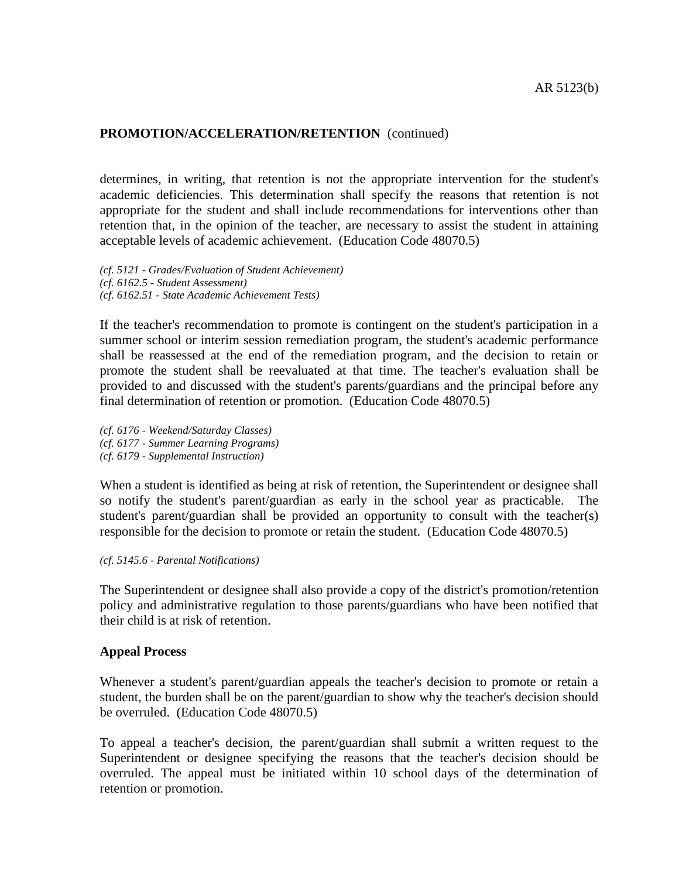determines, in writing, that retention is not the appropriate intervention for the student's academic deficiencies. This determination shall specify the reasons that retention is not appropriate for the student and shall include recommendations for interventions other than retention that, in the opinion of the teacher, are necessary to assist the student in attaining acceptable levels of academic achievement. (Education Code 48070.5)

*(cf. 5121 - Grades/Evaluation of Student Achievement)*
*(cf. 6162.5 - Student Assessment)*
*(cf. 6162.51 - State Academic Achievement Tests)*

If the teacher's recommendation to promote is contingent on the student's participation in a summer school or interim session remediation program, the student's academic performance shall be reassessed at the end of the remediation program, and the decision to retain or promote the student shall be reevaluated at that time. The teacher's evaluation shall be provided to and discussed with the student's parents/guardians and the principal before any final determination of retention or promotion. (Education Code 48070.5)

*(cf. 6176 - Weekend/Saturday Classes)*
*(cf. 6177 - Summer Learning Programs)*
*(cf. 6179 - Supplemental Instruction)*

When a student is identified as being at risk of retention, the Superintendent or designee shall so notify the student's parent/guardian as early in the school year as practicable. The student's parent/guardian shall be provided an opportunity to consult with the teacher(s) responsible for the decision to promote or retain the student. (Education Code 48070.5)

*(cf. 5145.6 - Parental Notifications)*

The Superintendent or designee shall also provide a copy of the district's promotion/retention policy and administrative regulation to those parents/guardians who have been notified that their child is at risk of retention.

**Appeal Process**

Whenever a student's parent/guardian appeals the teacher's decision to promote or retain a student, the burden shall be on the parent/guardian to show why the teacher's decision should be overruled. (Education Code 48070.5)

To appeal a teacher's decision, the parent/guardian shall submit a written request to the Superintendent or designee specifying the reasons that the teacher's decision should be overruled. The appeal must be initiated within 10 school days of the determination of retention or promotion.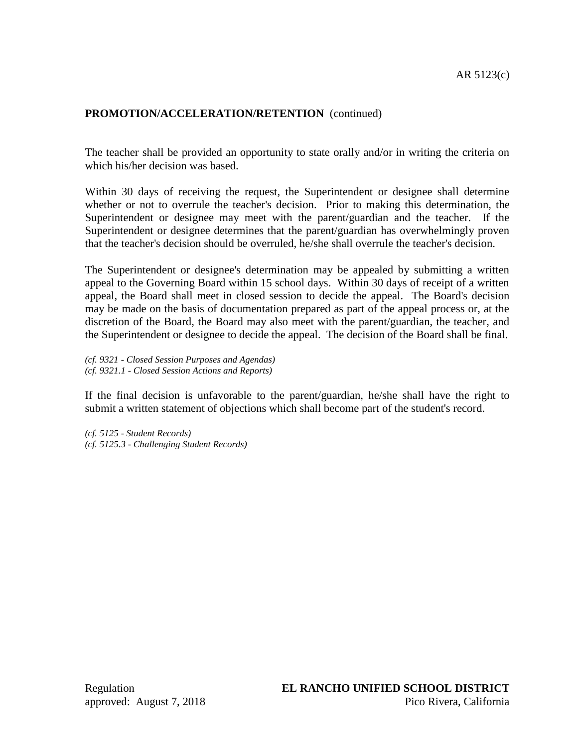**PROMOTION/ACCELERATION/RETENTION** (continued)

The teacher shall be provided an opportunity to state orally and/or in writing the criteria on which his/her decision was based.

Within 30 days of receiving the request, the Superintendent or designee shall determine whether or not to overrule the teacher's decision. Prior to making this determination, the Superintendent or designee may meet with the parent/guardian and the teacher. If the Superintendent or designee determines that the parent/guardian has overwhelmingly proven that the teacher's decision should be overruled, he/she shall overrule the teacher's decision.

The Superintendent or designee's determination may be appealed by submitting a written appeal to the Governing Board within 15 school days. Within 30 days of receipt of a written appeal, the Board shall meet in closed session to decide the appeal. The Board's decision may be made on the basis of documentation prepared as part of the appeal process or, at the discretion of the Board, the Board may also meet with the parent/guardian, the teacher, and the Superintendent or designee to decide the appeal. The decision of the Board shall be final.

*(cf. 9321 - Closed Session Purposes and Agendas)*
*(cf. 9321.1 - Closed Session Actions and Reports)*

If the final decision is unfavorable to the parent/guardian, he/she shall have the right to submit a written statement of objections which shall become part of the student's record.

*(cf. 5125 - Student Records)*
*(cf. 5125.3 - Challenging Student Records)*

Regulation
approved: August 7, 2018

**EL RANCHO UNIFIED SCHOOL DISTRICT**
Pico Rivera, California